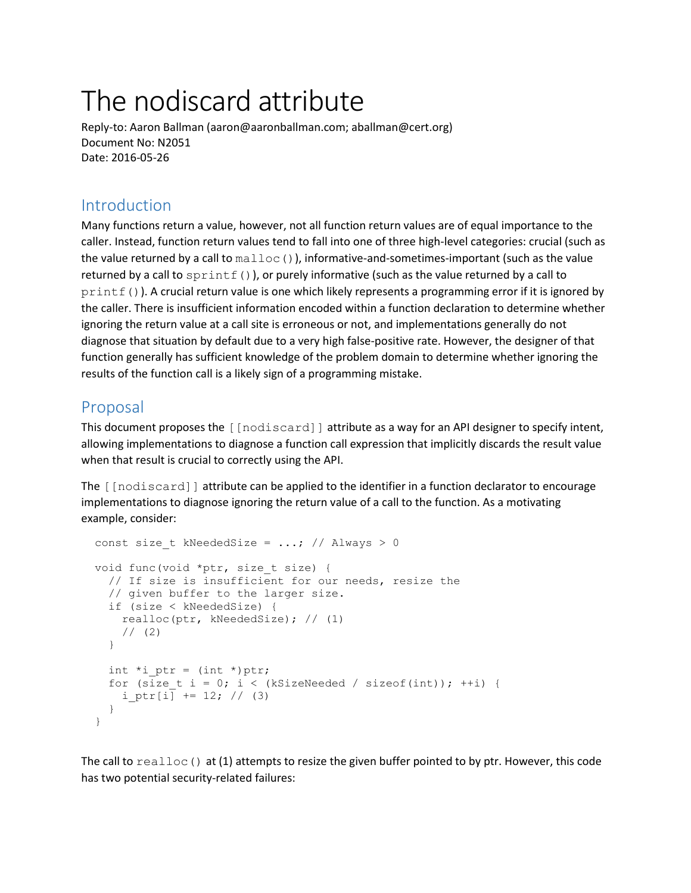# The nodiscard attribute

Reply-to: Aaron Ballman (aaron@aaronballman.com; aballman@cert.org)
Document No: N2051
Date: 2016-05-26

## Introduction

Many functions return a value, however, not all function return values are of equal importance to the caller. Instead, function return values tend to fall into one of three high-level categories: crucial (such as the value returned by a call to `malloc()`), informative-and-sometimes-important (such as the value returned by a call to `sprintf()`), or purely informative (such as the value returned by a call to `printf()`). A crucial return value is one which likely represents a programming error if it is ignored by the caller. There is insufficient information encoded within a function declaration to determine whether ignoring the return value at a call site is erroneous or not, and implementations generally do not diagnose that situation by default due to a very high false-positive rate. However, the designer of that function generally has sufficient knowledge of the problem domain to determine whether ignoring the results of the function call is a likely sign of a programming mistake.

## Proposal

This document proposes the `[[nodiscard]]` attribute as a way for an API designer to specify intent, allowing implementations to diagnose a function call expression that implicitly discards the result value when that result is crucial to correctly using the API.

The `[[nodiscard]]` attribute can be applied to the identifier in a function declarator to encourage implementations to diagnose ignoring the return value of a call to the function. As a motivating example, consider:

```
const size_t kNeededSize = ...; // Always > 0

void func(void *ptr, size_t size) {
  // If size is insufficient for our needs, resize the
  // given buffer to the larger size.
  if (size < kNeededSize) {
    realloc(ptr, kNeededSize); // (1)
    // (2)
  }

  int *i_ptr = (int *)ptr;
  for (size_t i = 0; i < (kSizeNeeded / sizeof(int)); ++i) {
    i_ptr[i] += 12; // (3)
  }
}
```

The call to `realloc()` at (1) attempts to resize the given buffer pointed to by ptr. However, this code has two potential security-related failures: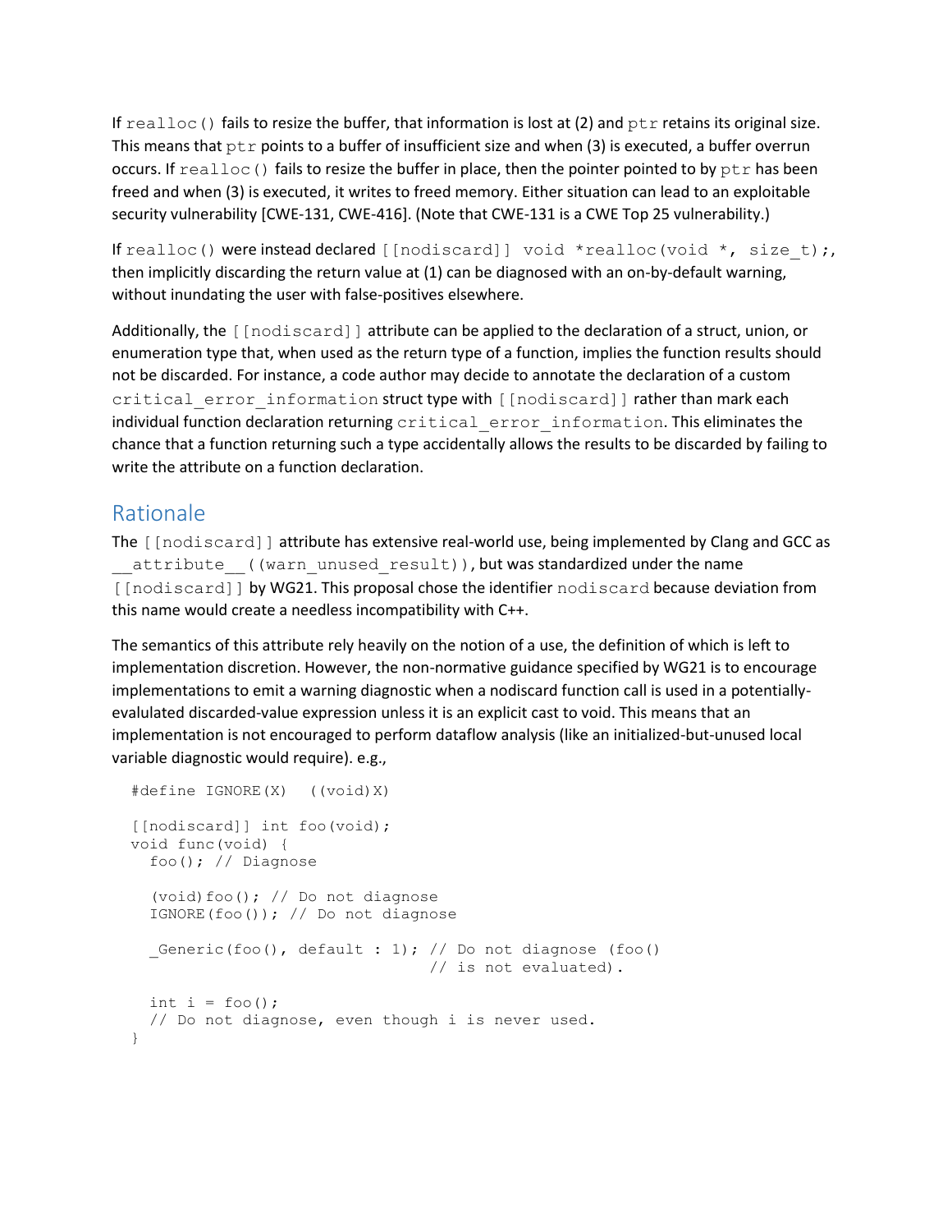If `realloc()` fails to resize the buffer, that information is lost at (2) and `ptr` retains its original size. This means that `ptr` points to a buffer of insufficient size and when (3) is executed, a buffer overrun occurs. If `realloc()` fails to resize the buffer in place, then the pointer pointed to by `ptr` has been freed and when (3) is executed, it writes to freed memory. Either situation can lead to an exploitable security vulnerability [CWE-131, CWE-416]. (Note that CWE-131 is a CWE Top 25 vulnerability.)

If `realloc()` were instead declared `[[nodiscard]] void *realloc(void *, size_t);`, then implicitly discarding the return value at (1) can be diagnosed with an on-by-default warning, without inundating the user with false-positives elsewhere.

Additionally, the `[[nodiscard]]` attribute can be applied to the declaration of a struct, union, or enumeration type that, when used as the return type of a function, implies the function results should not be discarded. For instance, a code author may decide to annotate the declaration of a custom `critical_error_information` struct type with `[[nodiscard]]` rather than mark each individual function declaration returning `critical_error_information`. This eliminates the chance that a function returning such a type accidentally allows the results to be discarded by failing to write the attribute on a function declaration.

## Rationale

The `[[nodiscard]]` attribute has extensive real-world use, being implemented by Clang and GCC as `__attribute__((warn_unused_result))`, but was standardized under the name `[[nodiscard]]` by WG21. This proposal chose the identifier `nodiscard` because deviation from this name would create a needless incompatibility with C++.

The semantics of this attribute rely heavily on the notion of a use, the definition of which is left to implementation discretion. However, the non-normative guidance specified by WG21 is to encourage implementations to emit a warning diagnostic when a nodiscard function call is used in a potentially-evalulated discarded-value expression unless it is an explicit cast to void. This means that an implementation is not encouraged to perform dataflow analysis (like an initialized-but-unused local variable diagnostic would require). e.g.,

```
#define IGNORE(X)  ((void)X)

[[nodiscard]] int foo(void);
void func(void) {
  foo(); // Diagnose

  (void)foo(); // Do not diagnose
  IGNORE(foo()); // Do not diagnose

  _Generic(foo(), default : 1); // Do not diagnose (foo()
                                // is not evaluated).

  int i = foo();
  // Do not diagnose, even though i is never used.
}
```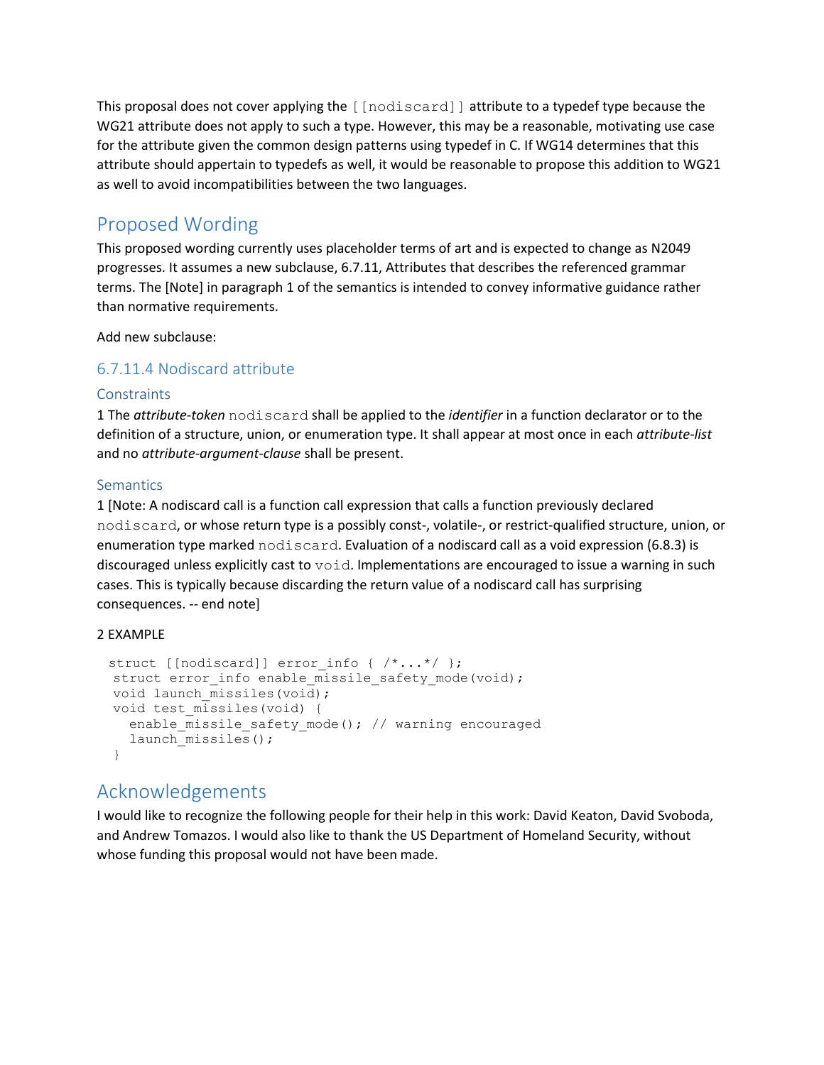This proposal does not cover applying the `[[nodiscard]]` attribute to a typedef type because the WG21 attribute does not apply to such a type. However, this may be a reasonable, motivating use case for the attribute given the common design patterns using typedef in C. If WG14 determines that this attribute should appertain to typedefs as well, it would be reasonable to propose this addition to WG21 as well to avoid incompatibilities between the two languages.

## Proposed Wording

This proposed wording currently uses placeholder terms of art and is expected to change as N2049 progresses. It assumes a new subclause, 6.7.11, Attributes that describes the referenced grammar terms. The [Note] in paragraph 1 of the semantics is intended to convey informative guidance rather than normative requirements.

Add new subclause:

### 6.7.11.4 Nodiscard attribute

#### Constraints

1 The *attribute-token* `nodiscard` shall be applied to the *identifier* in a function declarator or to the definition of a structure, union, or enumeration type. It shall appear at most once in each *attribute-list* and no *attribute-argument-clause* shall be present.

#### Semantics

1 [Note: A nodiscard call is a function call expression that calls a function previously declared `nodiscard`, or whose return type is a possibly const-, volatile-, or restrict-qualified structure, union, or enumeration type marked `nodiscard`. Evaluation of a nodiscard call as a void expression (6.8.3) is discouraged unless explicitly cast to `void`. Implementations are encouraged to issue a warning in such cases. This is typically because discarding the return value of a nodiscard call has surprising consequences. -- end note]

2 EXAMPLE

```
struct [[nodiscard]] error_info { /*...*/ };
struct error_info enable_missile_safety_mode(void);
void launch_missiles(void);
void test_missiles(void) {
  enable_missile_safety_mode(); // warning encouraged
  launch_missiles();
}
```

## Acknowledgements

I would like to recognize the following people for their help in this work: David Keaton, David Svoboda, and Andrew Tomazos. I would also like to thank the US Department of Homeland Security, without whose funding this proposal would not have been made.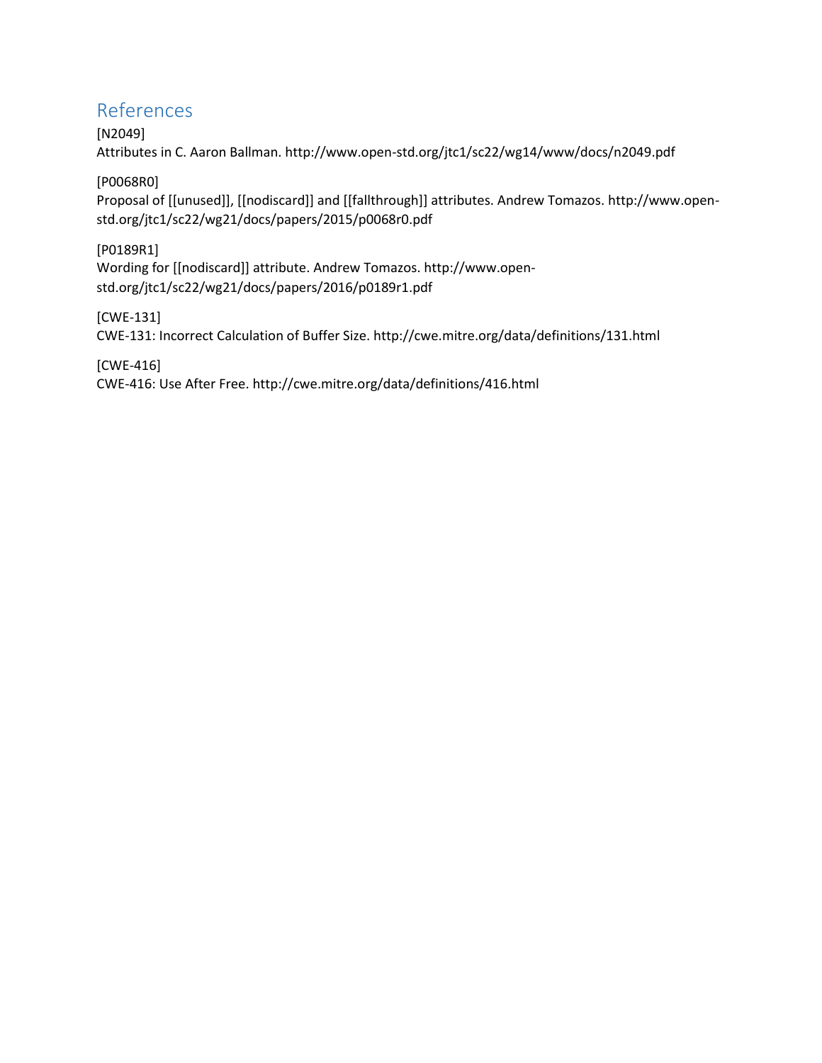## References

[N2049]
Attributes in C. Aaron Ballman. http://www.open-std.org/jtc1/sc22/wg14/www/docs/n2049.pdf

[P0068R0]
Proposal of [[unused]], [[nodiscard]] and [[fallthrough]] attributes. Andrew Tomazos. http://www.open-std.org/jtc1/sc22/wg21/docs/papers/2015/p0068r0.pdf

[P0189R1]
Wording for [[nodiscard]] attribute. Andrew Tomazos. http://www.open-std.org/jtc1/sc22/wg21/docs/papers/2016/p0189r1.pdf

[CWE-131]
CWE-131: Incorrect Calculation of Buffer Size. http://cwe.mitre.org/data/definitions/131.html

[CWE-416]
CWE-416: Use After Free. http://cwe.mitre.org/data/definitions/416.html